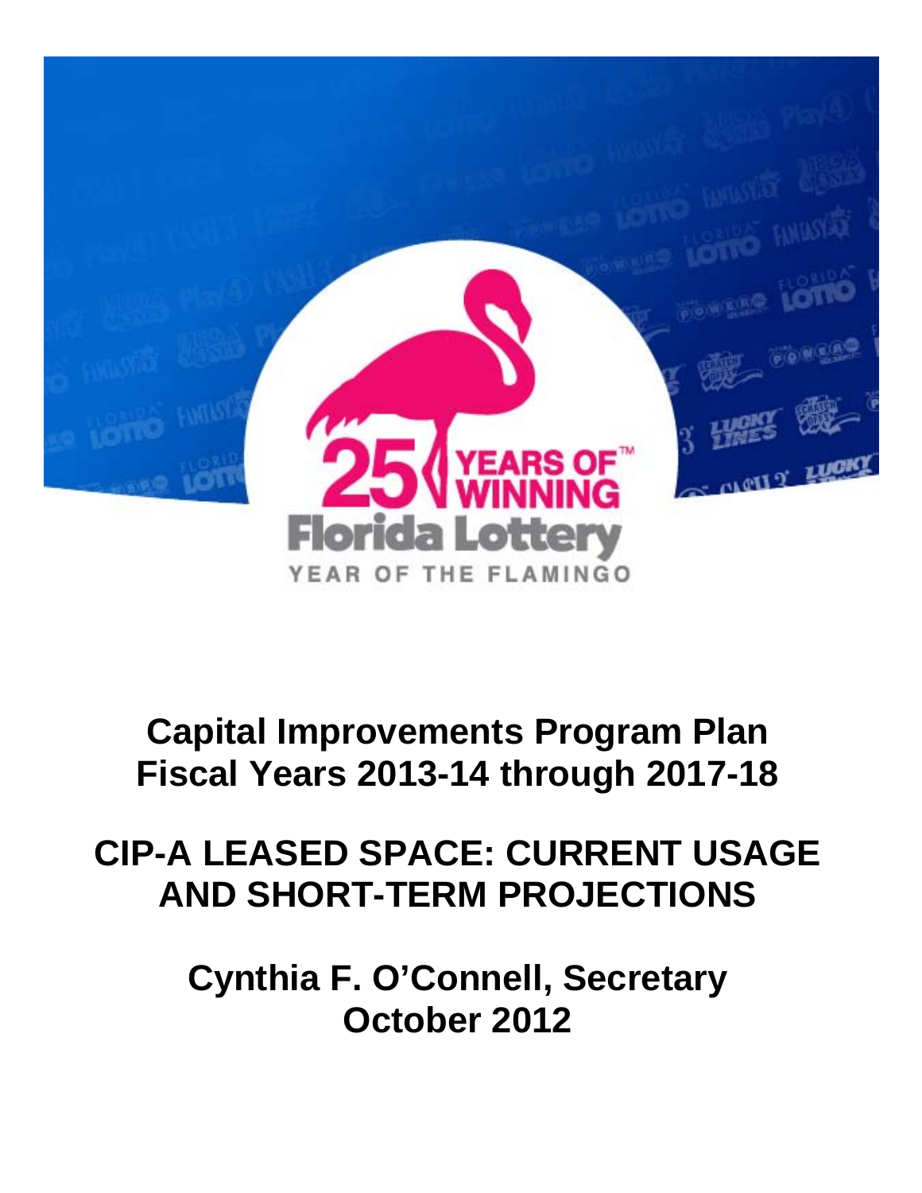# Capital Improvements Program Plan
# Fiscal Years 2013-14 through 2017-18

# CIP-A LEASED SPACE: CURRENT USAGE AND SHORT-TERM PROJECTIONS

## Cynthia F. O'Connell, Secretary
## October 2012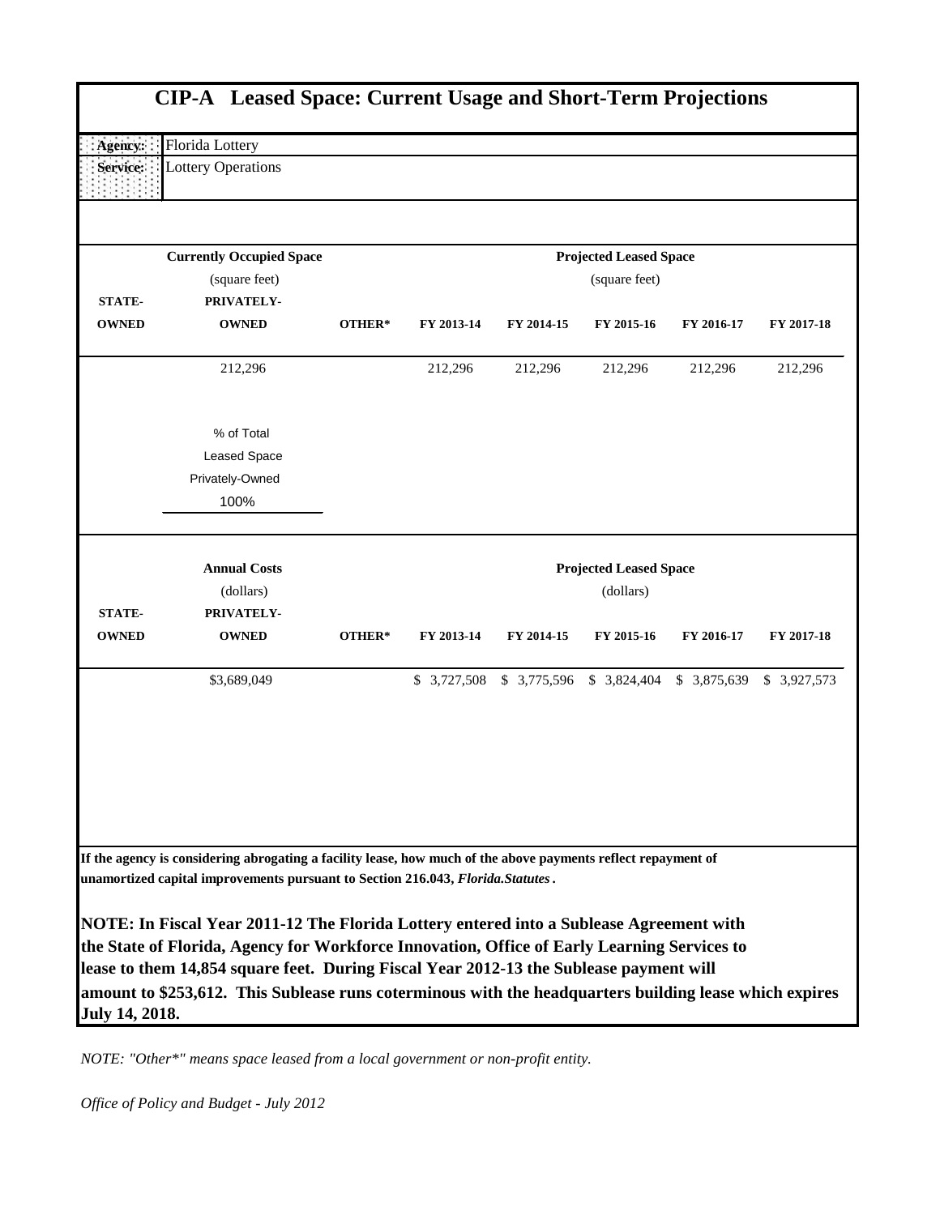# CIP-A Leased Space: Current Usage and Short-Term Projections

**Agency:** Florida Lottery
**Service:** Lottery Operations

| Currently Occupied Space (square feet) | | | Projected Leased Space (square feet) | | | | |
|---|---|---|---|---|---|---|---|
| **STATE-OWNED** | **PRIVATELY-OWNED** | **OTHER*** | **FY 2013-14** | **FY 2014-15** | **FY 2015-16** | **FY 2016-17** | **FY 2017-18** |
| | 212,296 | | 212,296 | 212,296 | 212,296 | 212,296 | 212,296 |

% of Total Leased Space Privately-Owned
100%

| Annual Costs (dollars) | | | Projected Leased Space (dollars) | | | | |
|---|---|---|---|---|---|---|---|
| **STATE-OWNED** | **PRIVATELY-OWNED** | **OTHER*** | **FY 2013-14** | **FY 2014-15** | **FY 2015-16** | **FY 2016-17** | **FY 2017-18** |
| | $3,689,049 | | $ 3,727,508 | $ 3,775,596 | $ 3,824,404 | $ 3,875,639 | $ 3,927,573 |

**If the agency is considering abrogating a facility lease, how much of the above payments reflect repayment of unamortized capital improvements pursuant to Section 216.043, *Florida.Statutes*.**

**NOTE: In Fiscal Year 2011-12 The Florida Lottery entered into a Sublease Agreement with the State of Florida, Agency for Workforce Innovation, Office of Early Learning Services to lease to them 14,854 square feet. During Fiscal Year 2012-13 the Sublease payment will amount to $253,612. This Sublease runs coterminous with the headquarters building lease which expires July 14, 2018.**

*NOTE: "Other*" means space leased from a local government or non-profit entity.*

*Office of Policy and Budget - July 2012*